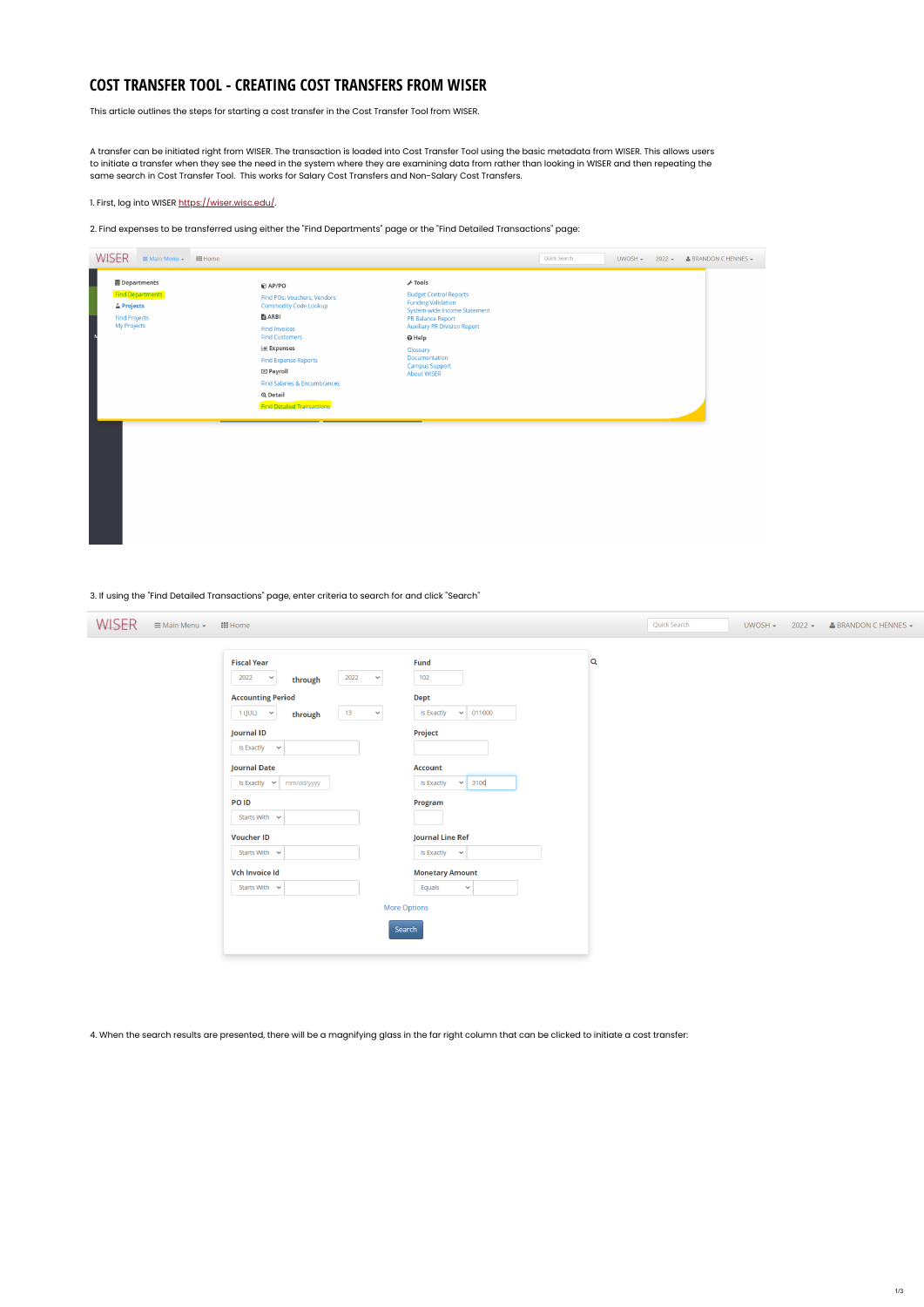# COST TRANSFER TOOL - CREATING COST TRANSFERS FROM WISER

This article outlines the steps for starting a cost transfer in the Cost Transfer Tool from WISER.

A transfer can be initiated right from WISER. The transaction is loaded into Cost Transfer Tool using the basic metadata from WISER. This allows users to initiate a transfer when they see the need in the system where they are examining data from rather than looking in WISER and then repeating the same search in Cost Transfer Tool. This works for Salary Cost Transfers and Non-Salary Cost Transfers.

1. First, log into WISER https://wiser.wisc.edu/.

2. Find expenses to be transferred using either the "Find Departments" page or the "Find Detailed Transactions" page:

3. If using the "Find Detailed Transactions" page, enter criteria to search for and click "Search"

4. When the search results are presented, there will be a magnifying glass in the far right column that can be clicked to initiate a cost transfer: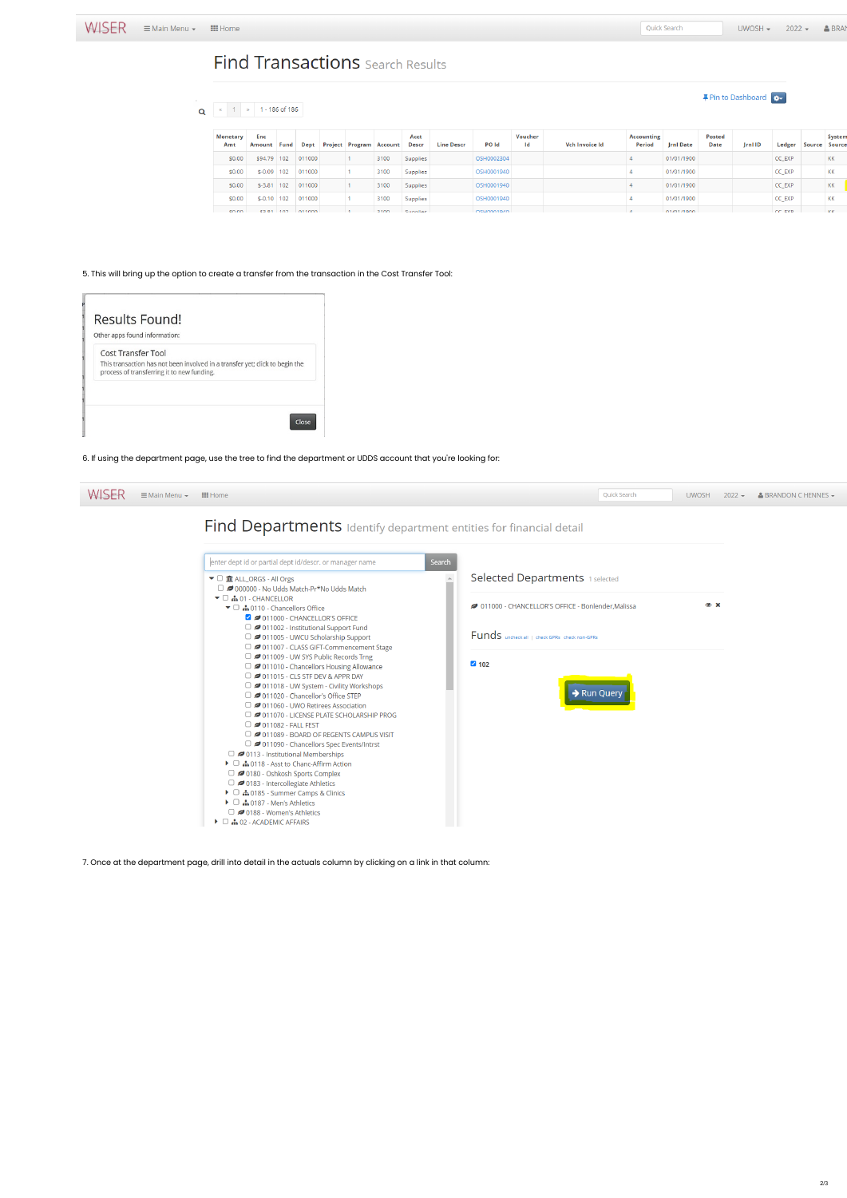# Find Transactions Search Results

| Monetary Amt | Enc Amount | Fund | Dept | Project | Program | Account | Acct Descr | Line Descr | PO Id | Voucher Id | Vch Invoice Id | Accounting Period | Jrnl Date | Posted Date | Jrnl ID | Ledger | Source | System Source |
|---|---|---|---|---|---|---|---|---|---|---|---|---|---|---|---|---|---|---|
| $0.00 | $94.79 | 102 | 011000 | | 1 | 3100 | Supplies | | OSH0002304 | | | 4 | 01/01/1900 | | | CC_EXP | | KK |
| $0.00 | $-0.09 | 102 | 011000 | | 1 | 3100 | Supplies | | OSH0001940 | | | 4 | 01/01/1900 | | | CC_EXP | | KK |
| $0.00 | $-3.81 | 102 | 011000 | | 1 | 3100 | Supplies | | OSH0001940 | | | 4 | 01/01/1900 | | | CC_EXP | | KK |
| $0.00 | $-0.10 | 102 | 011000 | | 1 | 3100 | Supplies | | OSH0001940 | | | 4 | 01/01/1900 | | | CC_EXP | | KK |

5. This will bring up the option to create a transfer from the transaction in the Cost Transfer Tool:

**Results Found!**

Other apps found information:

Cost Transfer Tool
This transaction has not been involved in a transfer yet; click to begin the process of transferring it to new funding.

Close

6. If using the department page, use the tree to find the department or UDDS account that you're looking for:

# Find Departments Identify department entities for financial detail

- ALL_ORGS - All Orgs
  - 000000 - No Udds Match-Pr*No Udds Match
  - 01 - CHANCELLOR
    - 0110 - Chancellors Office
      - 011000 - CHANCELLOR'S OFFICE
      - 011002 - Institutional Support Fund
      - 011005 - UWCU Scholarship Support
      - 011007 - CLASS GIFT-Commencement Stage
      - 011009 - UW SYS Public Records Trng
      - 011010 - Chancellors Housing Allowance
      - 011015 - CLS STF DEV & APPR DAY
      - 011018 - UW System - Civility Workshops
      - 011020 - Chancellor's Office STEP
      - 011060 - UWO Retirees Association
      - 011070 - LICENSE PLATE SCHOLARSHIP PROG
      - 011082 - FALL FEST
      - 011089 - BOARD OF REGENTS CAMPUS VISIT
      - 011090 - Chancellors Spec Events/Intrst
    - 0113 - Institutional Memberships
    - 0118 - Asst to Chanc-Affirm Action
    - 0180 - Oshkosh Sports Complex
    - 0183 - Intercollegiate Athletics
    - 0185 - Summer Camps & Clinics
    - 0187 - Men's Athletics
    - 0188 - Women's Athletics
  - 02 - ACADEMIC AFFAIRS

Selected Departments 1 selected

011000 - CHANCELLOR'S OFFICE - Bonlender,Malissa

Funds uncheck all | check GPRs check non-GPRs

102

Run Query

7. Once at the department page, drill into detail in the actuals column by clicking on a link in that column: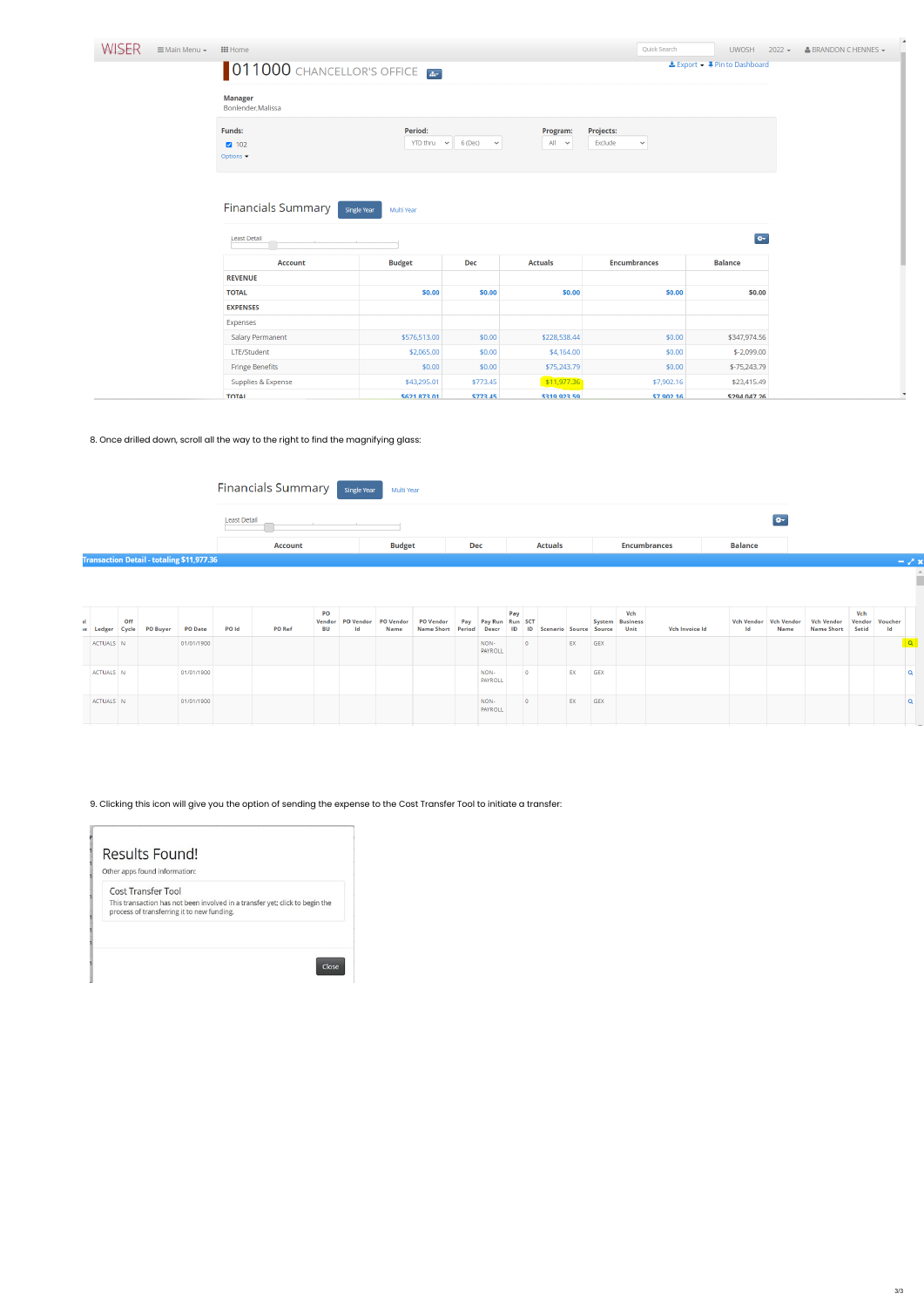WISER  ≡ Main Menu  Home  Quick Search  UWOSH  2022  BRANDON C HENNES

# 011000 CHANCELLOR'S OFFICE

Export  Pin to Dashboard

**Manager**
Bonlender,Malissa

**Funds:** 102
Options

**Period:** YTD thru 6 (Dec)

**Program:** All

**Projects:** Exclude

## Financials Summary

Single Year  Multi Year

Least Detail

| Account | Budget | Dec | Actuals | Encumbrances | Balance |
|---|---|---|---|---|---|
| **REVENUE** | | | | | |
| **TOTAL** | **$0.00** | **$0.00** | **$0.00** | **$0.00** | **$0.00** |
| **EXPENSES** | | | | | |
| Expenses | | | | | |
| Salary Permanent | $576,513.00 | $0.00 | $228,538.44 | $0.00 | $347,974.56 |
| LTE/Student | $2,065.00 | $0.00 | $4,164.00 | $0.00 | $-2,099.00 |
| Fringe Benefits | $0.00 | $0.00 | $75,243.79 | $0.00 | $-75,243.79 |
| Supplies & Expense | $43,295.01 | $773.45 | $11,977.36 | $7,902.16 | $23,415.49 |
| TOTAL | $621,873.01 | $773.45 | $319,923.59 | $7,902.16 | $294,047.26 |

8. Once drilled down, scroll all the way to the right to find the magnifying glass:

## Financials Summary

Single Year  Multi Year

Least Detail

| Account | Budget | Dec | Actuals | Encumbrances | Balance |
|---|---|---|---|---|---|

Transaction Detail - totaling $11,977.36

| Ledger | Off Cycle | PO Buyer | PO Date | PO Id | PO Ref | PO Vendor BU | PO Vendor Id | PO Vendor Name | PO Vendor Name Short | Pay Period | Pay Run Descr | Pay Run ID | SCT ID | Scenario | Source | System Source | Vch Business Unit | Vch Invoice Id | Vch Vendor Id | Vch Vendor Name | Vch Vendor Name Short | Vch Vendor Setid | Voucher Id | |
|---|---|---|---|---|---|---|---|---|---|---|---|---|---|---|---|---|---|---|---|---|---|---|---|---|
| ACTUALS | N | | 01/01/1900 | | | | | | | | NON-PAYROLL | | 0 | | EX | GEX | | | | | | | | 🔍 |
| ACTUALS | N | | 01/01/1900 | | | | | | | | NON-PAYROLL | | 0 | | EX | GEX | | | | | | | | 🔍 |
| ACTUALS | N | | 01/01/1900 | | | | | | | | NON-PAYROLL | | 0 | | EX | GEX | | | | | | | | 🔍 |

9. Clicking this icon will give you the option of sending the expense to the Cost Transfer Tool to initiate a transfer:

## Results Found!

Other apps found information:

Cost Transfer Tool
This transaction has not been involved in a transfer yet; click to begin the process of transferring it to new funding.

Close